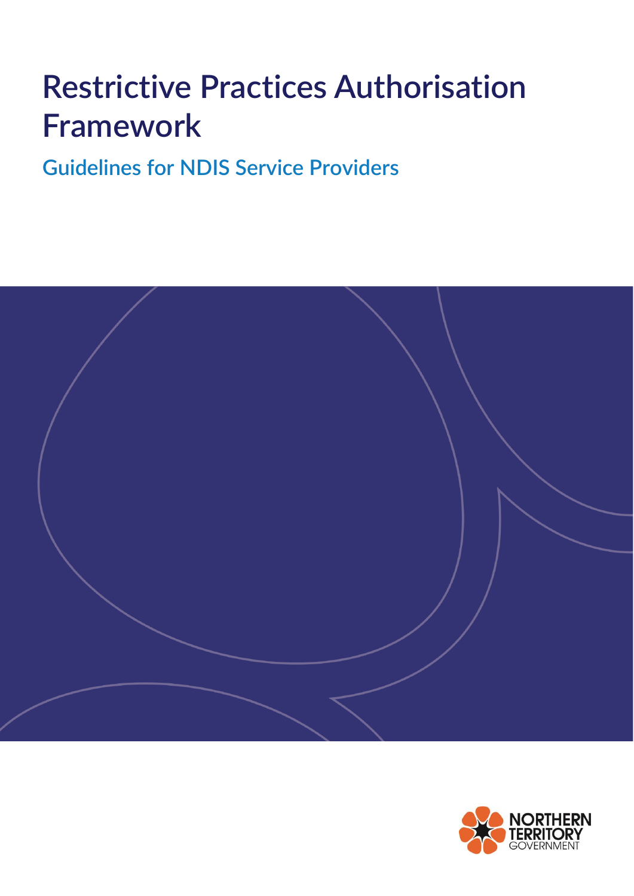# Restrictive Practices Authorisation Framework

## Guidelines for NDIS Service Providers

NORTHERN TERRITORY GOVERNMENT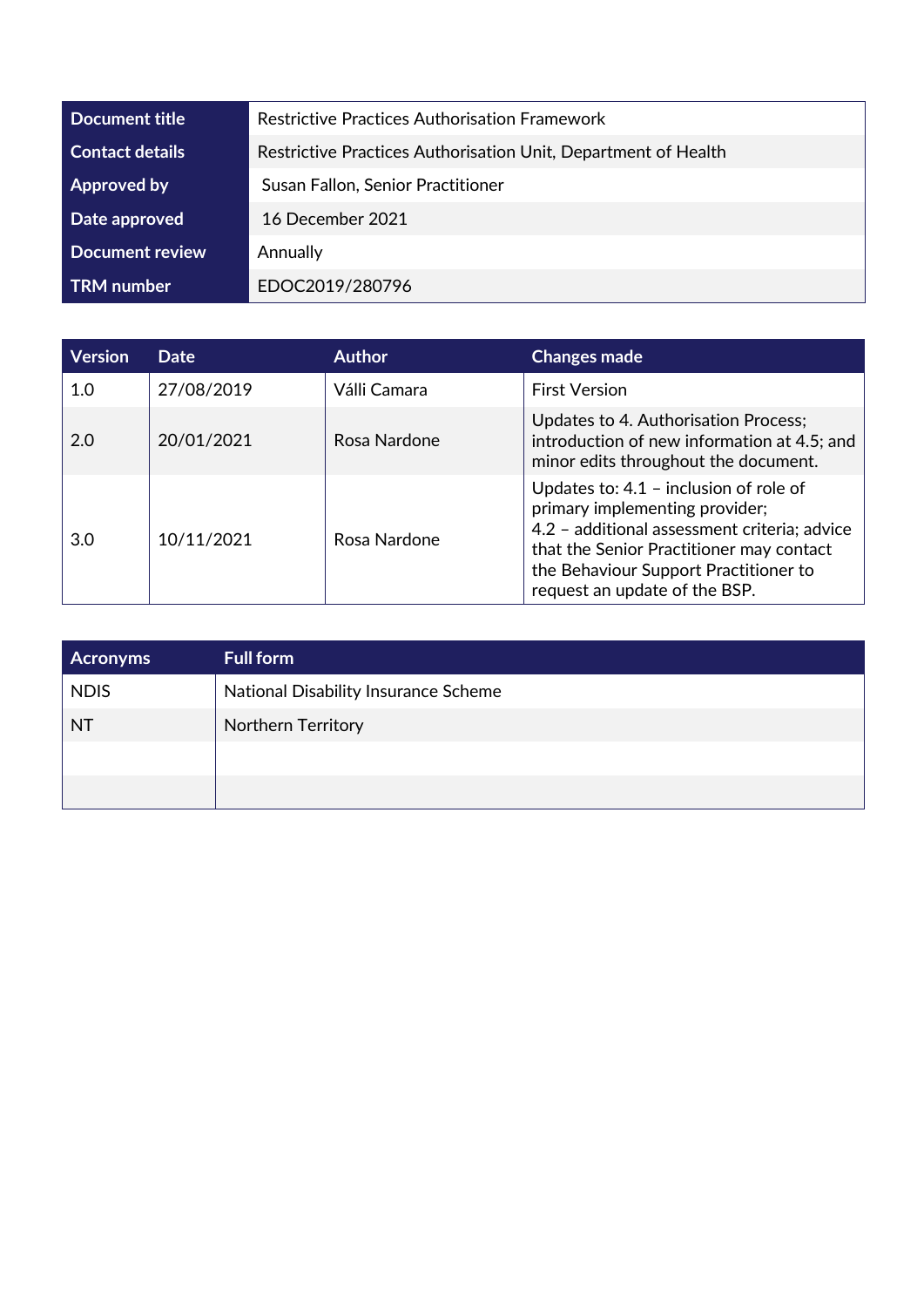| Document title | Restrictive Practices Authorisation Framework |
|---|---|
| Contact details | Restrictive Practices Authorisation Unit, Department of Health |
| Approved by | Susan Fallon, Senior Practitioner |
| Date approved | 16 December 2021 |
| Document review | Annually |
| TRM number | EDOC2019/280796 |

| Version | Date | Author | Changes made |
|---|---|---|---|
| 1.0 | 27/08/2019 | Válli Camara | First Version |
| 2.0 | 20/01/2021 | Rosa Nardone | Updates to 4. Authorisation Process; introduction of new information at 4.5; and minor edits throughout the document. |
| 3.0 | 10/11/2021 | Rosa Nardone | Updates to: 4.1 – inclusion of role of primary implementing provider; 4.2 – additional assessment criteria; advice that the Senior Practitioner may contact the Behaviour Support Practitioner to request an update of the BSP. |

| Acronyms | Full form |
|---|---|
| NDIS | National Disability Insurance Scheme |
| NT | Northern Territory |
| | |
| | |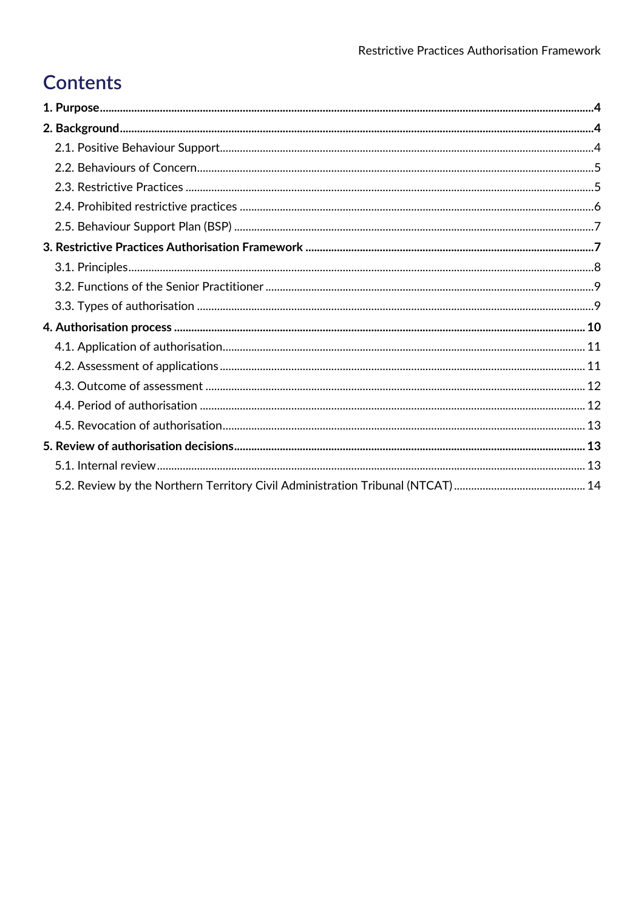# Contents

**1. Purpose** ... **4**

**2. Background** ... **4**

- 2.1. Positive Behaviour Support ... 4
- 2.2. Behaviours of Concern ... 5
- 2.3. Restrictive Practices ... 5
- 2.4. Prohibited restrictive practices ... 6
- 2.5. Behaviour Support Plan (BSP) ... 7

**3. Restrictive Practices Authorisation Framework** ... **7**

- 3.1. Principles ... 8
- 3.2. Functions of the Senior Practitioner ... 9
- 3.3. Types of authorisation ... 9

**4. Authorisation process** ... **10**

- 4.1. Application of authorisation ... 11
- 4.2. Assessment of applications ... 11
- 4.3. Outcome of assessment ... 12
- 4.4. Period of authorisation ... 12
- 4.5. Revocation of authorisation ... 13

**5. Review of authorisation decisions** ... **13**

- 5.1. Internal review ... 13
- 5.2. Review by the Northern Territory Civil Administration Tribunal (NTCAT) ... 14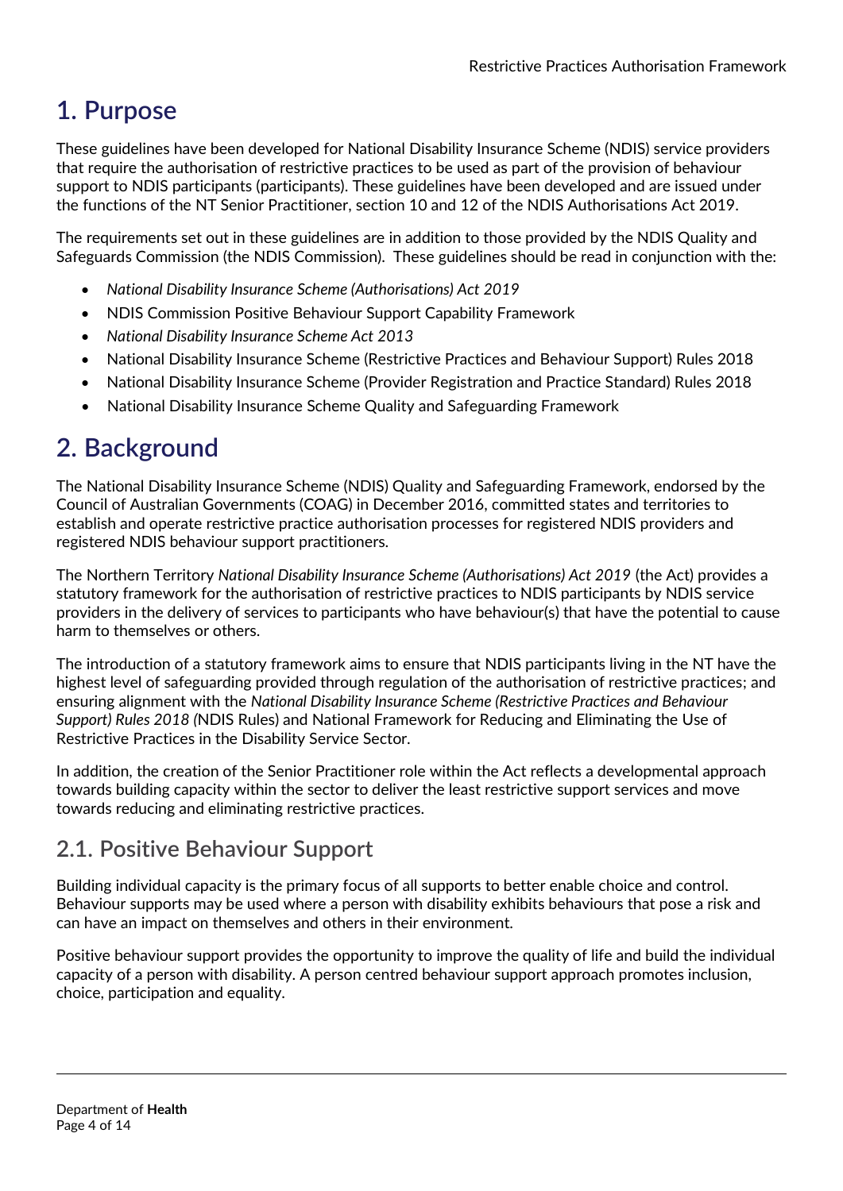# 1. Purpose

These guidelines have been developed for National Disability Insurance Scheme (NDIS) service providers that require the authorisation of restrictive practices to be used as part of the provision of behaviour support to NDIS participants (participants). These guidelines have been developed and are issued under the functions of the NT Senior Practitioner, section 10 and 12 of the NDIS Authorisations Act 2019.

The requirements set out in these guidelines are in addition to those provided by the NDIS Quality and Safeguards Commission (the NDIS Commission). These guidelines should be read in conjunction with the:

- *National Disability Insurance Scheme (Authorisations) Act 2019*
- NDIS Commission Positive Behaviour Support Capability Framework
- *National Disability Insurance Scheme Act 2013*
- National Disability Insurance Scheme (Restrictive Practices and Behaviour Support) Rules 2018
- National Disability Insurance Scheme (Provider Registration and Practice Standard) Rules 2018
- National Disability Insurance Scheme Quality and Safeguarding Framework

# 2. Background

The National Disability Insurance Scheme (NDIS) Quality and Safeguarding Framework, endorsed by the Council of Australian Governments (COAG) in December 2016, committed states and territories to establish and operate restrictive practice authorisation processes for registered NDIS providers and registered NDIS behaviour support practitioners.

The Northern Territory *National Disability Insurance Scheme (Authorisations) Act 2019* (the Act) provides a statutory framework for the authorisation of restrictive practices to NDIS participants by NDIS service providers in the delivery of services to participants who have behaviour(s) that have the potential to cause harm to themselves or others.

The introduction of a statutory framework aims to ensure that NDIS participants living in the NT have the highest level of safeguarding provided through regulation of the authorisation of restrictive practices; and ensuring alignment with the *National Disability Insurance Scheme (Restrictive Practices and Behaviour Support) Rules 2018 (*NDIS Rules) and National Framework for Reducing and Eliminating the Use of Restrictive Practices in the Disability Service Sector.

In addition, the creation of the Senior Practitioner role within the Act reflects a developmental approach towards building capacity within the sector to deliver the least restrictive support services and move towards reducing and eliminating restrictive practices.

## 2.1. Positive Behaviour Support

Building individual capacity is the primary focus of all supports to better enable choice and control. Behaviour supports may be used where a person with disability exhibits behaviours that pose a risk and can have an impact on themselves and others in their environment.

Positive behaviour support provides the opportunity to improve the quality of life and build the individual capacity of a person with disability. A person centred behaviour support approach promotes inclusion, choice, participation and equality.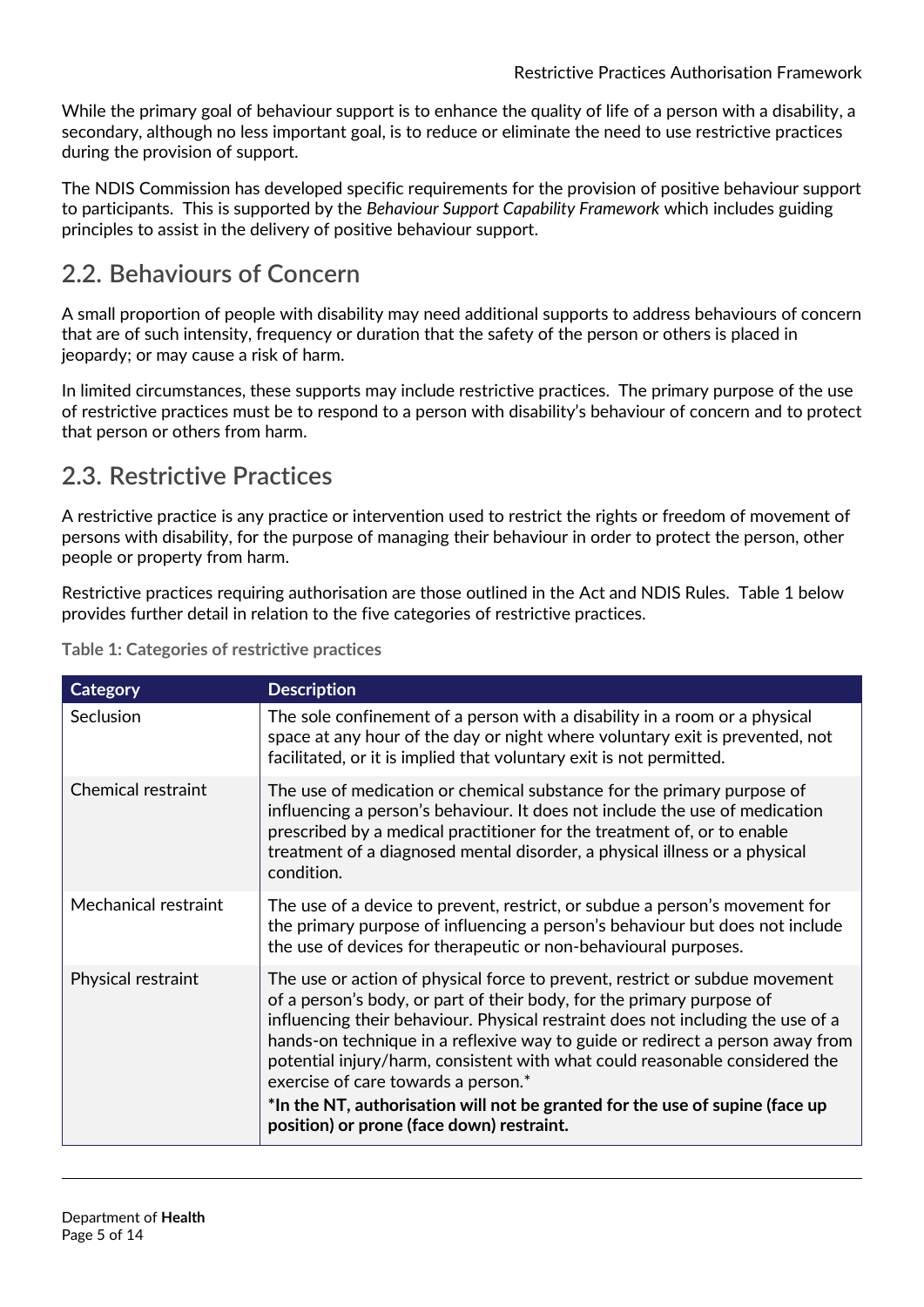While the primary goal of behaviour support is to enhance the quality of life of a person with a disability, a secondary, although no less important goal, is to reduce or eliminate the need to use restrictive practices during the provision of support.

The NDIS Commission has developed specific requirements for the provision of positive behaviour support to participants. This is supported by the *Behaviour Support Capability Framework* which includes guiding principles to assist in the delivery of positive behaviour support.

## 2.2. Behaviours of Concern

A small proportion of people with disability may need additional supports to address behaviours of concern that are of such intensity, frequency or duration that the safety of the person or others is placed in jeopardy; or may cause a risk of harm.

In limited circumstances, these supports may include restrictive practices. The primary purpose of the use of restrictive practices must be to respond to a person with disability's behaviour of concern and to protect that person or others from harm.

## 2.3. Restrictive Practices

A restrictive practice is any practice or intervention used to restrict the rights or freedom of movement of persons with disability, for the purpose of managing their behaviour in order to protect the person, other people or property from harm.

Restrictive practices requiring authorisation are those outlined in the Act and NDIS Rules. Table 1 below provides further detail in relation to the five categories of restrictive practices.

**Table 1: Categories of restrictive practices**

| Category | Description |
|---|---|
| Seclusion | The sole confinement of a person with a disability in a room or a physical space at any hour of the day or night where voluntary exit is prevented, not facilitated, or it is implied that voluntary exit is not permitted. |
| Chemical restraint | The use of medication or chemical substance for the primary purpose of influencing a person's behaviour. It does not include the use of medication prescribed by a medical practitioner for the treatment of, or to enable treatment of a diagnosed mental disorder, a physical illness or a physical condition. |
| Mechanical restraint | The use of a device to prevent, restrict, or subdue a person's movement for the primary purpose of influencing a person's behaviour but does not include the use of devices for therapeutic or non-behavioural purposes. |
| Physical restraint | The use or action of physical force to prevent, restrict or subdue movement of a person's body, or part of their body, for the primary purpose of influencing their behaviour. Physical restraint does not including the use of a hands-on technique in a reflexive way to guide or redirect a person away from potential injury/harm, consistent with what could reasonable considered the exercise of care towards a person.* **\*In the NT, authorisation will not be granted for the use of supine (face up position) or prone (face down) restraint.** |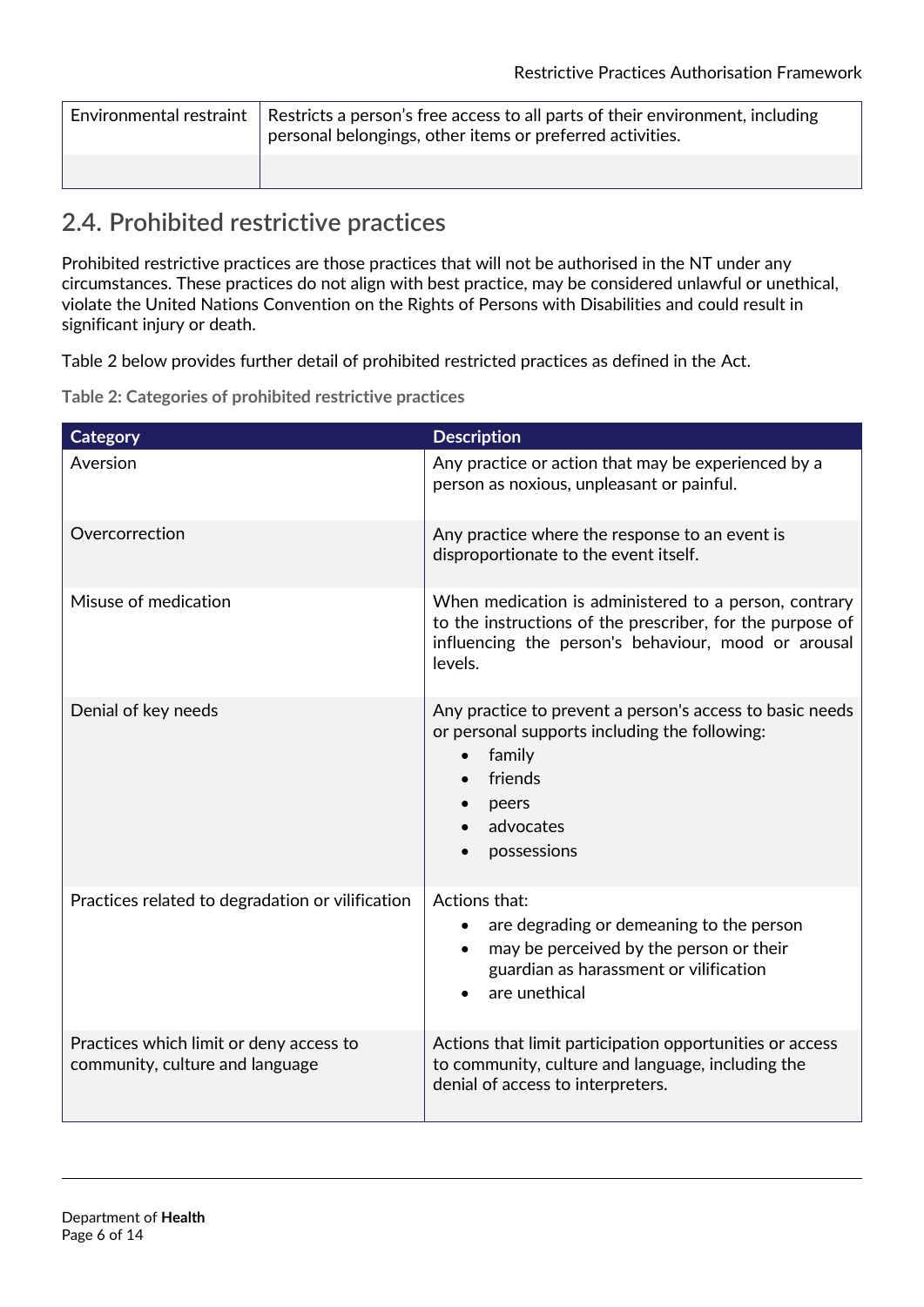| Environmental restraint | Restricts a person's free access to all parts of their environment, including personal belongings, other items or preferred activities. |
|---|---|
| | |

## 2.4. Prohibited restrictive practices

Prohibited restrictive practices are those practices that will not be authorised in the NT under any circumstances. These practices do not align with best practice, may be considered unlawful or unethical, violate the United Nations Convention on the Rights of Persons with Disabilities and could result in significant injury or death.

Table 2 below provides further detail of prohibited restricted practices as defined in the Act.

**Table 2: Categories of prohibited restrictive practices**

| Category | Description |
|---|---|
| Aversion | Any practice or action that may be experienced by a person as noxious, unpleasant or painful. |
| Overcorrection | Any practice where the response to an event is disproportionate to the event itself. |
| Misuse of medication | When medication is administered to a person, contrary to the instructions of the prescriber, for the purpose of influencing the person's behaviour, mood or arousal levels. |
| Denial of key needs | Any practice to prevent a person's access to basic needs or personal supports including the following: <br>• family <br>• friends <br>• peers <br>• advocates <br>• possessions |
| Practices related to degradation or vilification | Actions that: <br>• are degrading or demeaning to the person <br>• may be perceived by the person or their guardian as harassment or vilification <br>• are unethical |
| Practices which limit or deny access to community, culture and language | Actions that limit participation opportunities or access to community, culture and language, including the denial of access to interpreters. |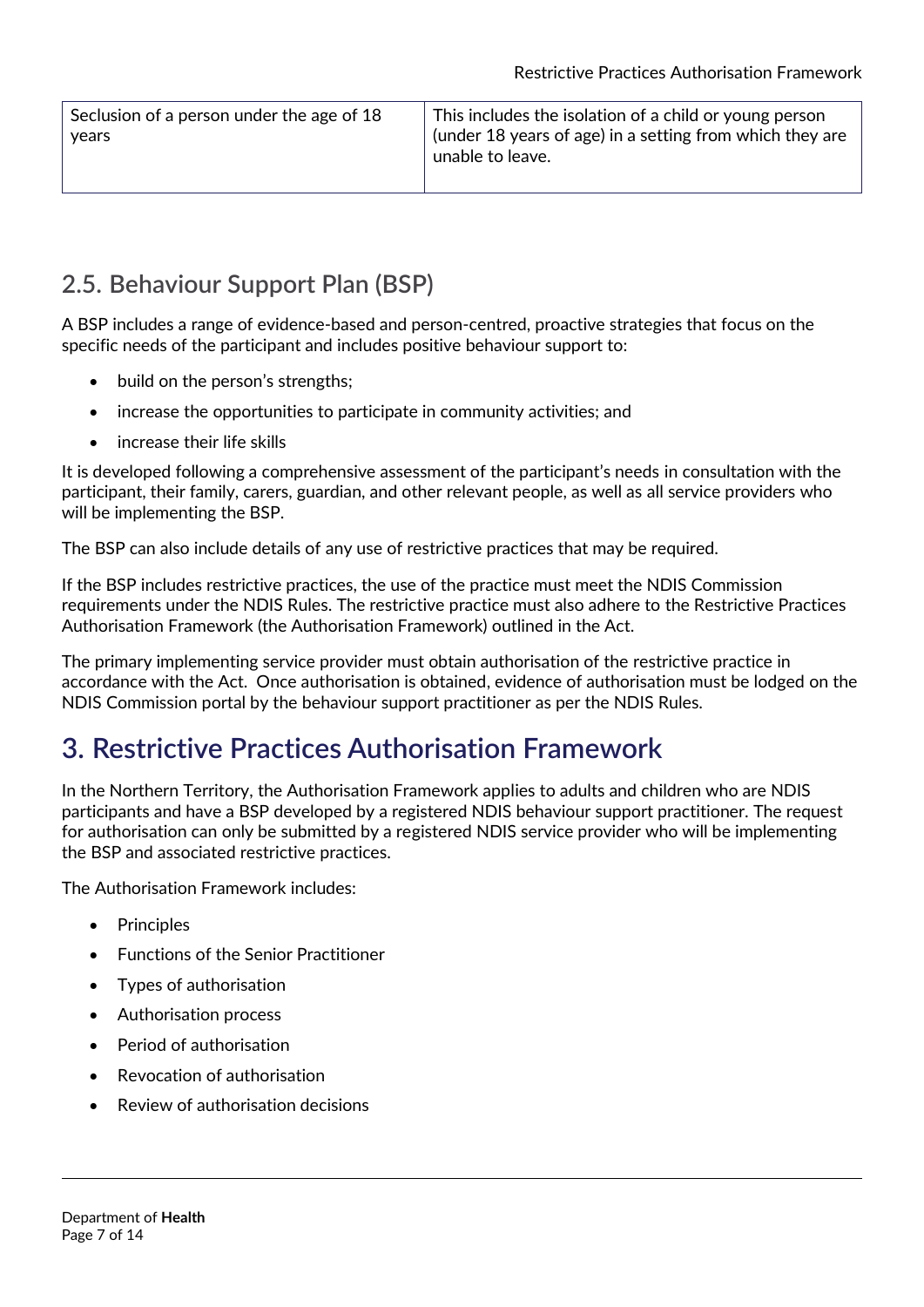| Seclusion of a person under the age of 18 years | This includes the isolation of a child or young person (under 18 years of age) in a setting from which they are unable to leave. |
|---|---|

## 2.5. Behaviour Support Plan (BSP)

A BSP includes a range of evidence-based and person-centred, proactive strategies that focus on the specific needs of the participant and includes positive behaviour support to:

- build on the person's strengths;
- increase the opportunities to participate in community activities; and
- increase their life skills

It is developed following a comprehensive assessment of the participant's needs in consultation with the participant, their family, carers, guardian, and other relevant people, as well as all service providers who will be implementing the BSP.

The BSP can also include details of any use of restrictive practices that may be required.

If the BSP includes restrictive practices, the use of the practice must meet the NDIS Commission requirements under the NDIS Rules. The restrictive practice must also adhere to the Restrictive Practices Authorisation Framework (the Authorisation Framework) outlined in the Act.

The primary implementing service provider must obtain authorisation of the restrictive practice in accordance with the Act. Once authorisation is obtained, evidence of authorisation must be lodged on the NDIS Commission portal by the behaviour support practitioner as per the NDIS Rules.

# 3. Restrictive Practices Authorisation Framework

In the Northern Territory, the Authorisation Framework applies to adults and children who are NDIS participants and have a BSP developed by a registered NDIS behaviour support practitioner. The request for authorisation can only be submitted by a registered NDIS service provider who will be implementing the BSP and associated restrictive practices.

The Authorisation Framework includes:

- Principles
- Functions of the Senior Practitioner
- Types of authorisation
- Authorisation process
- Period of authorisation
- Revocation of authorisation
- Review of authorisation decisions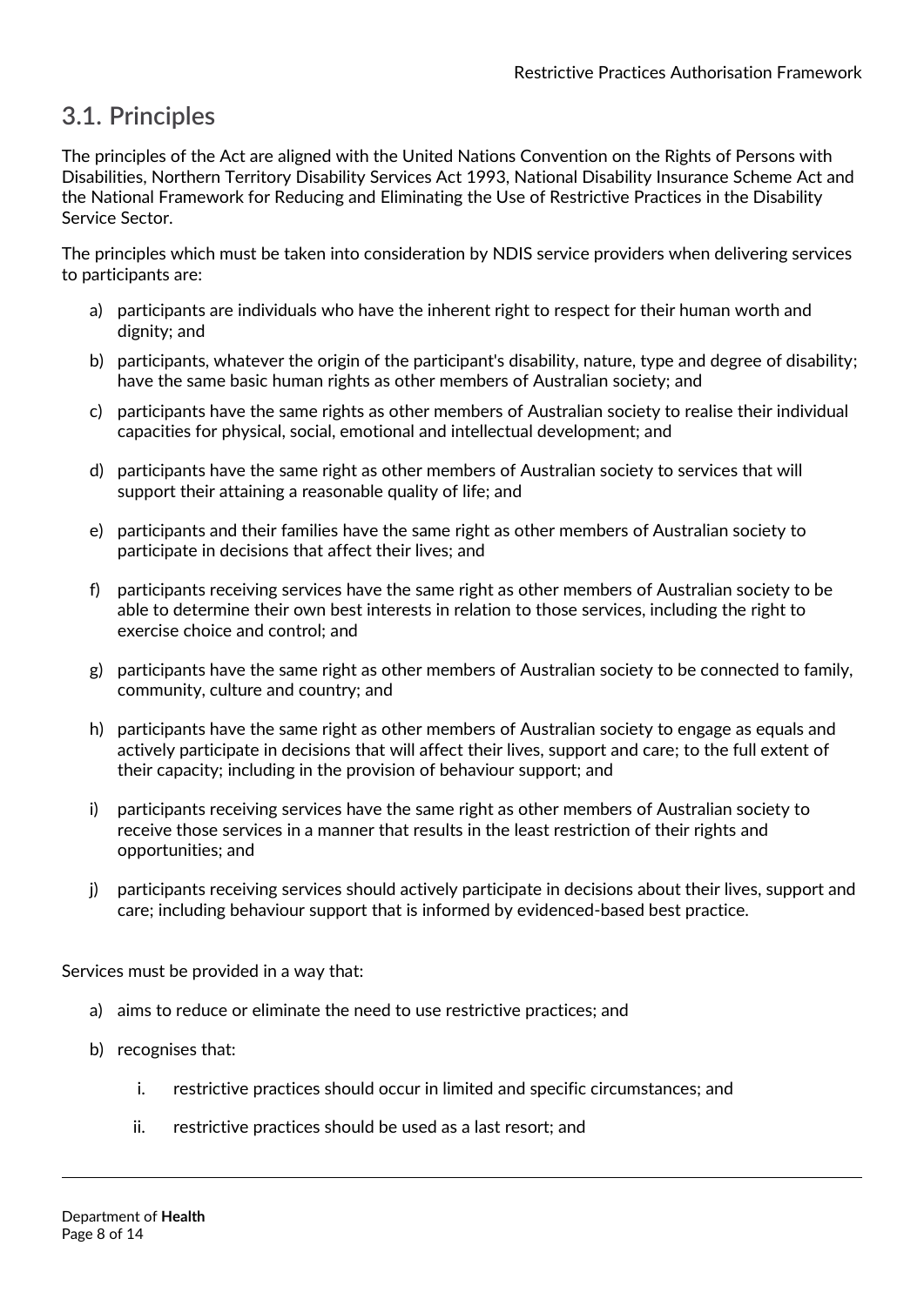## 3.1. Principles

The principles of the Act are aligned with the United Nations Convention on the Rights of Persons with Disabilities, Northern Territory Disability Services Act 1993, National Disability Insurance Scheme Act and the National Framework for Reducing and Eliminating the Use of Restrictive Practices in the Disability Service Sector.

The principles which must be taken into consideration by NDIS service providers when delivering services to participants are:

a) participants are individuals who have the inherent right to respect for their human worth and dignity; and

b) participants, whatever the origin of the participant's disability, nature, type and degree of disability; have the same basic human rights as other members of Australian society; and

c) participants have the same rights as other members of Australian society to realise their individual capacities for physical, social, emotional and intellectual development; and

d) participants have the same right as other members of Australian society to services that will support their attaining a reasonable quality of life; and

e) participants and their families have the same right as other members of Australian society to participate in decisions that affect their lives; and

f) participants receiving services have the same right as other members of Australian society to be able to determine their own best interests in relation to those services, including the right to exercise choice and control; and

g) participants have the same right as other members of Australian society to be connected to family, community, culture and country; and

h) participants have the same right as other members of Australian society to engage as equals and actively participate in decisions that will affect their lives, support and care; to the full extent of their capacity; including in the provision of behaviour support; and

i) participants receiving services have the same right as other members of Australian society to receive those services in a manner that results in the least restriction of their rights and opportunities; and

j) participants receiving services should actively participate in decisions about their lives, support and care; including behaviour support that is informed by evidenced-based best practice.

Services must be provided in a way that:

a) aims to reduce or eliminate the need to use restrictive practices; and

b) recognises that:

   i. restrictive practices should occur in limited and specific circumstances; and

   ii. restrictive practices should be used as a last resort; and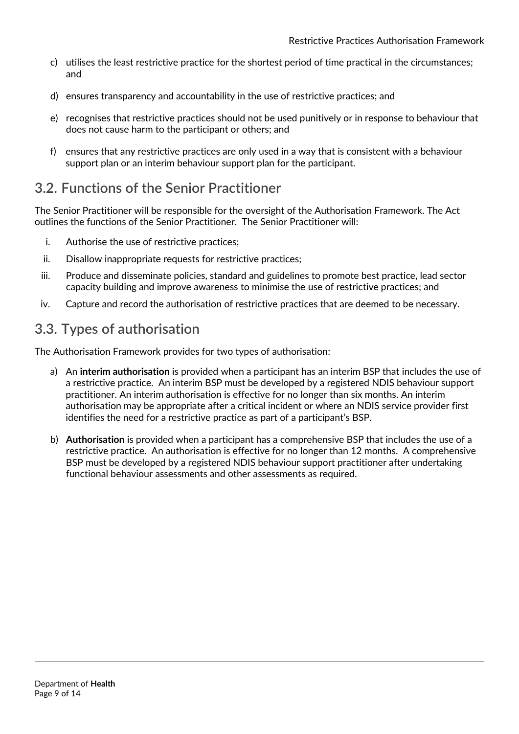c) utilises the least restrictive practice for the shortest period of time practical in the circumstances; and

d) ensures transparency and accountability in the use of restrictive practices; and

e) recognises that restrictive practices should not be used punitively or in response to behaviour that does not cause harm to the participant or others; and

f) ensures that any restrictive practices are only used in a way that is consistent with a behaviour support plan or an interim behaviour support plan for the participant.

## 3.2. Functions of the Senior Practitioner

The Senior Practitioner will be responsible for the oversight of the Authorisation Framework. The Act outlines the functions of the Senior Practitioner. The Senior Practitioner will:

i. Authorise the use of restrictive practices;

ii. Disallow inappropriate requests for restrictive practices;

iii. Produce and disseminate policies, standard and guidelines to promote best practice, lead sector capacity building and improve awareness to minimise the use of restrictive practices; and

iv. Capture and record the authorisation of restrictive practices that are deemed to be necessary.

## 3.3. Types of authorisation

The Authorisation Framework provides for two types of authorisation:

a) An **interim authorisation** is provided when a participant has an interim BSP that includes the use of a restrictive practice. An interim BSP must be developed by a registered NDIS behaviour support practitioner. An interim authorisation is effective for no longer than six months. An interim authorisation may be appropriate after a critical incident or where an NDIS service provider first identifies the need for a restrictive practice as part of a participant's BSP.

b) **Authorisation** is provided when a participant has a comprehensive BSP that includes the use of a restrictive practice. An authorisation is effective for no longer than 12 months. A comprehensive BSP must be developed by a registered NDIS behaviour support practitioner after undertaking functional behaviour assessments and other assessments as required.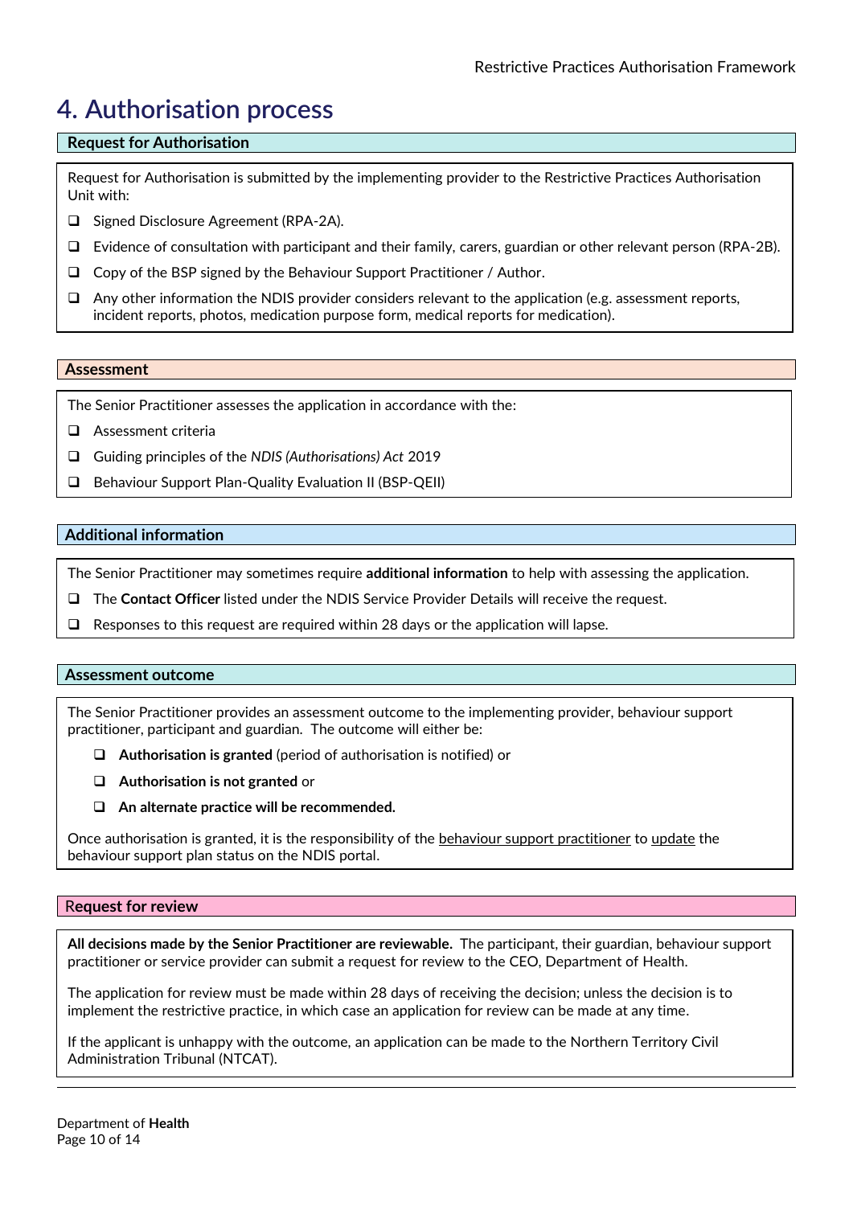# 4. Authorisation process

### Request for Authorisation

Request for Authorisation is submitted by the implementing provider to the Restrictive Practices Authorisation Unit with:

- Signed Disclosure Agreement (RPA-2A).
- Evidence of consultation with participant and their family, carers, guardian or other relevant person (RPA-2B).
- Copy of the BSP signed by the Behaviour Support Practitioner / Author.
- Any other information the NDIS provider considers relevant to the application (e.g. assessment reports, incident reports, photos, medication purpose form, medical reports for medication).

### Assessment

The Senior Practitioner assesses the application in accordance with the:

- Assessment criteria
- Guiding principles of the *NDIS (Authorisations) Act* 2019
- Behaviour Support Plan-Quality Evaluation II (BSP-QEII)

### Additional information

The Senior Practitioner may sometimes require **additional information** to help with assessing the application.

- The **Contact Officer** listed under the NDIS Service Provider Details will receive the request.
- Responses to this request are required within 28 days or the application will lapse.

### Assessment outcome

The Senior Practitioner provides an assessment outcome to the implementing provider, behaviour support practitioner, participant and guardian. The outcome will either be:

- **Authorisation is granted** (period of authorisation is notified) or
- **Authorisation is not granted** or
- **An alternate practice will be recommended.**

Once authorisation is granted, it is the responsibility of the behaviour support practitioner to update the behaviour support plan status on the NDIS portal.

### Request for review

**All decisions made by the Senior Practitioner are reviewable.** The participant, their guardian, behaviour support practitioner or service provider can submit a request for review to the CEO, Department of Health.

The application for review must be made within 28 days of receiving the decision; unless the decision is to implement the restrictive practice, in which case an application for review can be made at any time.

If the applicant is unhappy with the outcome, an application can be made to the Northern Territory Civil Administration Tribunal (NTCAT).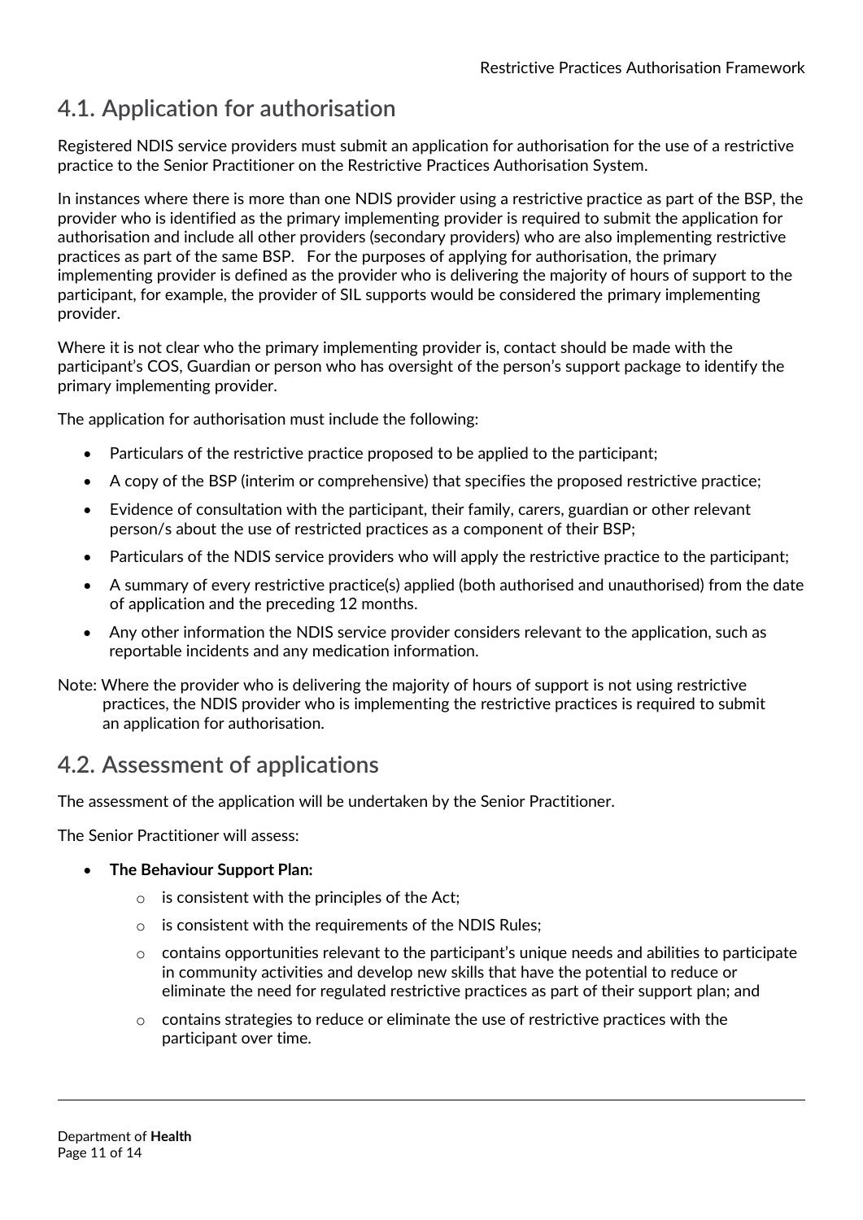## 4.1. Application for authorisation

Registered NDIS service providers must submit an application for authorisation for the use of a restrictive practice to the Senior Practitioner on the Restrictive Practices Authorisation System.

In instances where there is more than one NDIS provider using a restrictive practice as part of the BSP, the provider who is identified as the primary implementing provider is required to submit the application for authorisation and include all other providers (secondary providers) who are also implementing restrictive practices as part of the same BSP. For the purposes of applying for authorisation, the primary implementing provider is defined as the provider who is delivering the majority of hours of support to the participant, for example, the provider of SIL supports would be considered the primary implementing provider.

Where it is not clear who the primary implementing provider is, contact should be made with the participant's COS, Guardian or person who has oversight of the person's support package to identify the primary implementing provider.

The application for authorisation must include the following:

- Particulars of the restrictive practice proposed to be applied to the participant;
- A copy of the BSP (interim or comprehensive) that specifies the proposed restrictive practice;
- Evidence of consultation with the participant, their family, carers, guardian or other relevant person/s about the use of restricted practices as a component of their BSP;
- Particulars of the NDIS service providers who will apply the restrictive practice to the participant;
- A summary of every restrictive practice(s) applied (both authorised and unauthorised) from the date of application and the preceding 12 months.
- Any other information the NDIS service provider considers relevant to the application, such as reportable incidents and any medication information.

Note: Where the provider who is delivering the majority of hours of support is not using restrictive practices, the NDIS provider who is implementing the restrictive practices is required to submit an application for authorisation.

## 4.2. Assessment of applications

The assessment of the application will be undertaken by the Senior Practitioner.

The Senior Practitioner will assess:

- **The Behaviour Support Plan:**
  - is consistent with the principles of the Act;
  - is consistent with the requirements of the NDIS Rules;
  - contains opportunities relevant to the participant's unique needs and abilities to participate in community activities and develop new skills that have the potential to reduce or eliminate the need for regulated restrictive practices as part of their support plan; and
  - contains strategies to reduce or eliminate the use of restrictive practices with the participant over time.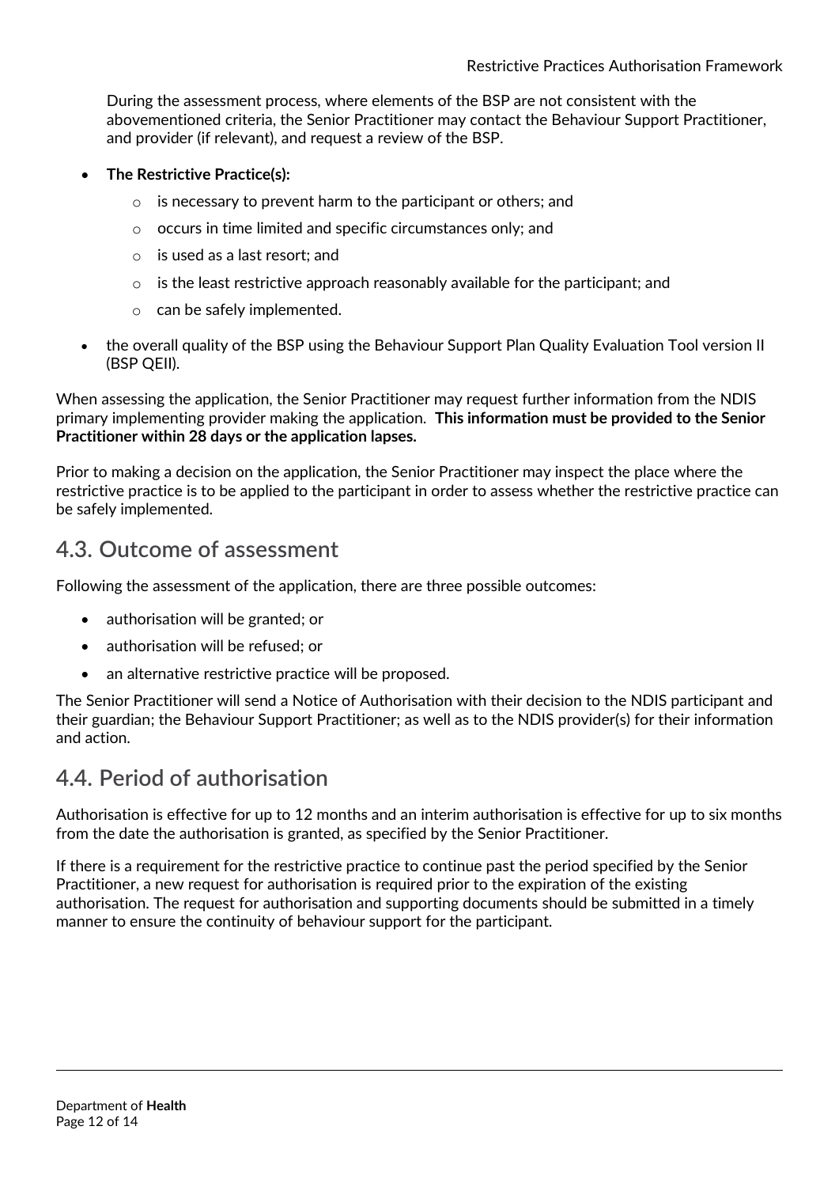During the assessment process, where elements of the BSP are not consistent with the abovementioned criteria, the Senior Practitioner may contact the Behaviour Support Practitioner, and provider (if relevant), and request a review of the BSP.

- **The Restrictive Practice(s):**
  - is necessary to prevent harm to the participant or others; and
  - occurs in time limited and specific circumstances only; and
  - is used as a last resort; and
  - is the least restrictive approach reasonably available for the participant; and
  - can be safely implemented.
- the overall quality of the BSP using the Behaviour Support Plan Quality Evaluation Tool version II (BSP QEII).

When assessing the application, the Senior Practitioner may request further information from the NDIS primary implementing provider making the application. **This information must be provided to the Senior Practitioner within 28 days or the application lapses.**

Prior to making a decision on the application, the Senior Practitioner may inspect the place where the restrictive practice is to be applied to the participant in order to assess whether the restrictive practice can be safely implemented.

## 4.3. Outcome of assessment

Following the assessment of the application, there are three possible outcomes:

- authorisation will be granted; or
- authorisation will be refused; or
- an alternative restrictive practice will be proposed.

The Senior Practitioner will send a Notice of Authorisation with their decision to the NDIS participant and their guardian; the Behaviour Support Practitioner; as well as to the NDIS provider(s) for their information and action.

## 4.4. Period of authorisation

Authorisation is effective for up to 12 months and an interim authorisation is effective for up to six months from the date the authorisation is granted, as specified by the Senior Practitioner.

If there is a requirement for the restrictive practice to continue past the period specified by the Senior Practitioner, a new request for authorisation is required prior to the expiration of the existing authorisation. The request for authorisation and supporting documents should be submitted in a timely manner to ensure the continuity of behaviour support for the participant.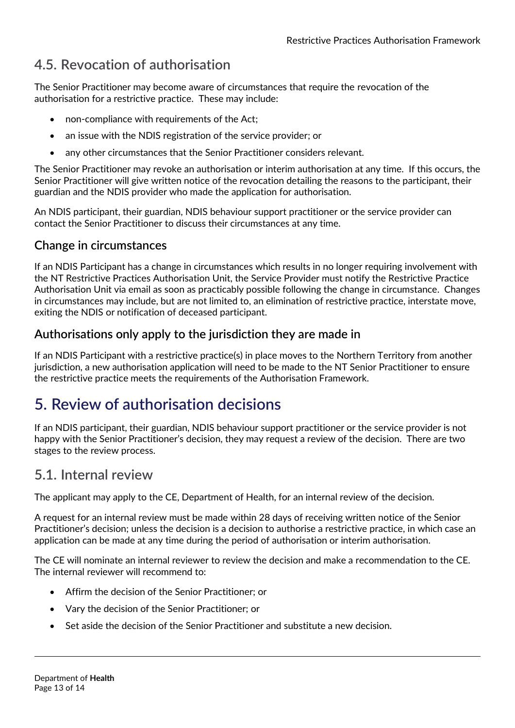## 4.5. Revocation of authorisation

The Senior Practitioner may become aware of circumstances that require the revocation of the authorisation for a restrictive practice. These may include:

- non-compliance with requirements of the Act;
- an issue with the NDIS registration of the service provider; or
- any other circumstances that the Senior Practitioner considers relevant.

The Senior Practitioner may revoke an authorisation or interim authorisation at any time. If this occurs, the Senior Practitioner will give written notice of the revocation detailing the reasons to the participant, their guardian and the NDIS provider who made the application for authorisation.

An NDIS participant, their guardian, NDIS behaviour support practitioner or the service provider can contact the Senior Practitioner to discuss their circumstances at any time.

### Change in circumstances

If an NDIS Participant has a change in circumstances which results in no longer requiring involvement with the NT Restrictive Practices Authorisation Unit, the Service Provider must notify the Restrictive Practice Authorisation Unit via email as soon as practicably possible following the change in circumstance. Changes in circumstances may include, but are not limited to, an elimination of restrictive practice, interstate move, exiting the NDIS or notification of deceased participant.

### Authorisations only apply to the jurisdiction they are made in

If an NDIS Participant with a restrictive practice(s) in place moves to the Northern Territory from another jurisdiction, a new authorisation application will need to be made to the NT Senior Practitioner to ensure the restrictive practice meets the requirements of the Authorisation Framework.

# 5. Review of authorisation decisions

If an NDIS participant, their guardian, NDIS behaviour support practitioner or the service provider is not happy with the Senior Practitioner's decision, they may request a review of the decision. There are two stages to the review process.

## 5.1. Internal review

The applicant may apply to the CE, Department of Health, for an internal review of the decision.

A request for an internal review must be made within 28 days of receiving written notice of the Senior Practitioner's decision; unless the decision is a decision to authorise a restrictive practice, in which case an application can be made at any time during the period of authorisation or interim authorisation.

The CE will nominate an internal reviewer to review the decision and make a recommendation to the CE. The internal reviewer will recommend to:

- Affirm the decision of the Senior Practitioner; or
- Vary the decision of the Senior Practitioner; or
- Set aside the decision of the Senior Practitioner and substitute a new decision.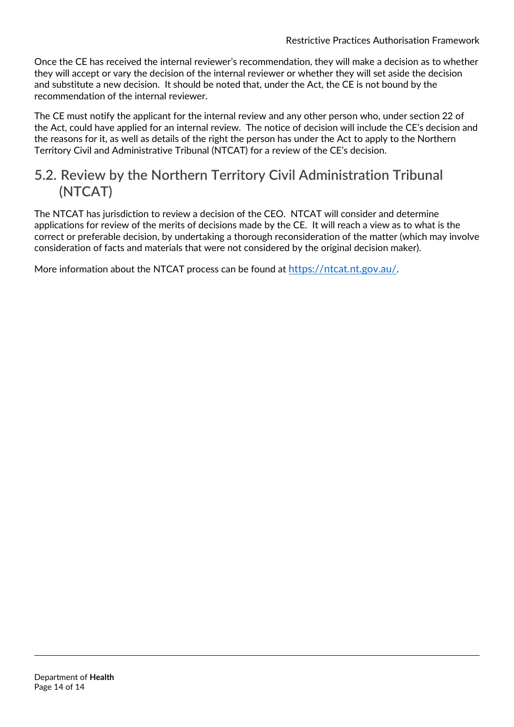Once the CE has received the internal reviewer's recommendation, they will make a decision as to whether they will accept or vary the decision of the internal reviewer or whether they will set aside the decision and substitute a new decision. It should be noted that, under the Act, the CE is not bound by the recommendation of the internal reviewer.

The CE must notify the applicant for the internal review and any other person who, under section 22 of the Act, could have applied for an internal review. The notice of decision will include the CE's decision and the reasons for it, as well as details of the right the person has under the Act to apply to the Northern Territory Civil and Administrative Tribunal (NTCAT) for a review of the CE's decision.

## 5.2. Review by the Northern Territory Civil Administration Tribunal (NTCAT)

The NTCAT has jurisdiction to review a decision of the CEO. NTCAT will consider and determine applications for review of the merits of decisions made by the CE. It will reach a view as to what is the correct or preferable decision, by undertaking a thorough reconsideration of the matter (which may involve consideration of facts and materials that were not considered by the original decision maker).

More information about the NTCAT process can be found at [https://ntcat.nt.gov.au/](https://ntcat.nt.gov.au/).